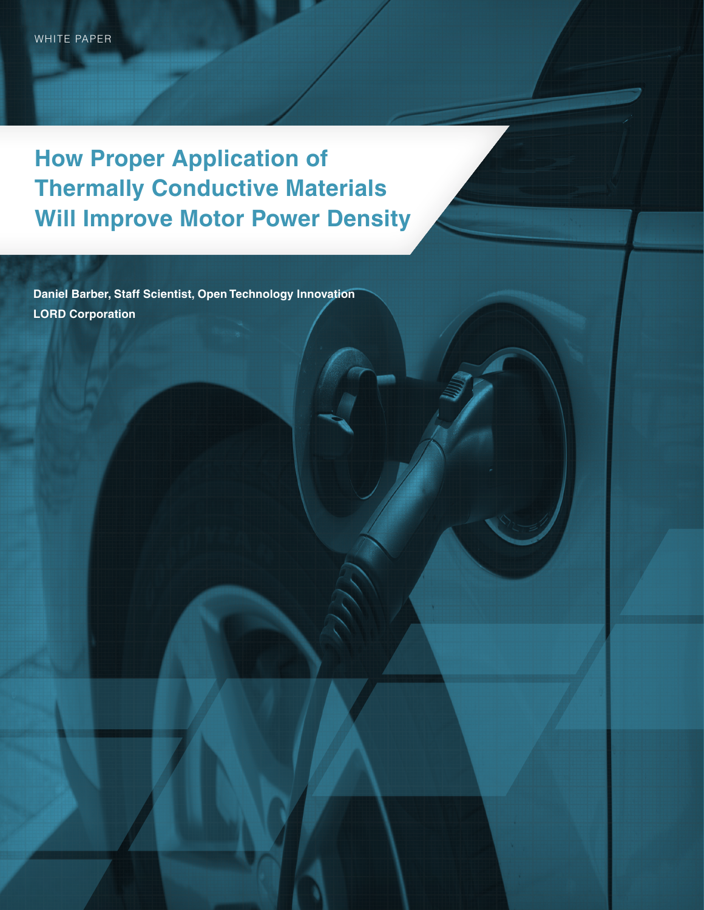WHITE PAPER

# How Proper Application of Thermally Conductive Materials Will Improve Motor Power Density

**Daniel Barber, Staff Scientist, Open Technology Innovation**
**LORD Corporation**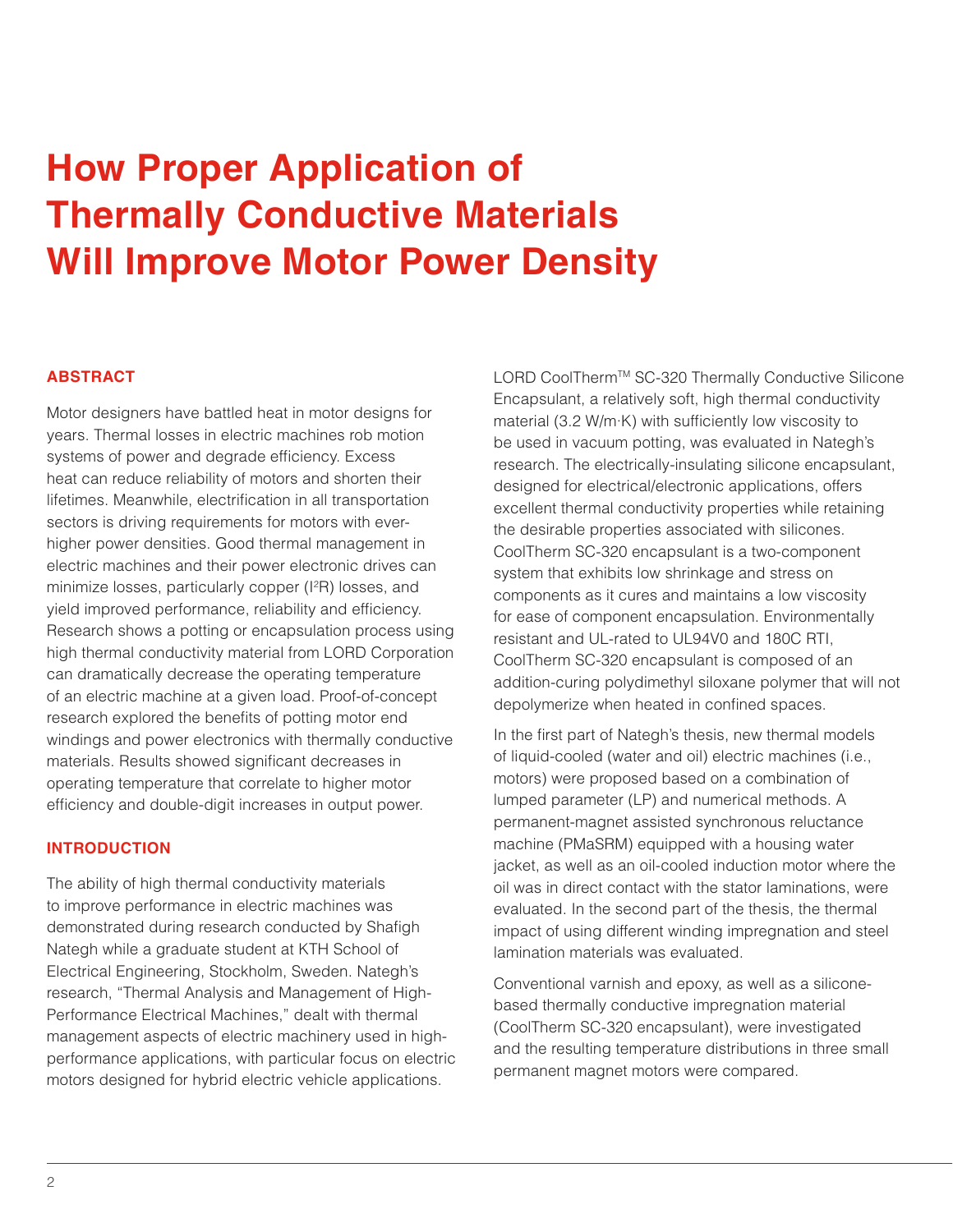# How Proper Application of Thermally Conductive Materials Will Improve Motor Power Density

## ABSTRACT

Motor designers have battled heat in motor designs for years. Thermal losses in electric machines rob motion systems of power and degrade efficiency. Excess heat can reduce reliability of motors and shorten their lifetimes. Meanwhile, electrification in all transportation sectors is driving requirements for motors with ever-higher power densities. Good thermal management in electric machines and their power electronic drives can minimize losses, particularly copper ($I^2R$) losses, and yield improved performance, reliability and efficiency. Research shows a potting or encapsulation process using high thermal conductivity material from LORD Corporation can dramatically decrease the operating temperature of an electric machine at a given load. Proof-of-concept research explored the benefits of potting motor end windings and power electronics with thermally conductive materials. Results showed significant decreases in operating temperature that correlate to higher motor efficiency and double-digit increases in output power.

## INTRODUCTION

The ability of high thermal conductivity materials to improve performance in electric machines was demonstrated during research conducted by Shafigh Nategh while a graduate student at KTH School of Electrical Engineering, Stockholm, Sweden. Nategh's research, "Thermal Analysis and Management of High-Performance Electrical Machines," dealt with thermal management aspects of electric machinery used in high-performance applications, with particular focus on electric motors designed for hybrid electric vehicle applications.

LORD CoolTherm™ SC-320 Thermally Conductive Silicone Encapsulant, a relatively soft, high thermal conductivity material (3.2 W/m·K) with sufficiently low viscosity to be used in vacuum potting, was evaluated in Nategh's research. The electrically-insulating silicone encapsulant, designed for electrical/electronic applications, offers excellent thermal conductivity properties while retaining the desirable properties associated with silicones. CoolTherm SC-320 encapsulant is a two-component system that exhibits low shrinkage and stress on components as it cures and maintains a low viscosity for ease of component encapsulation. Environmentally resistant and UL-rated to UL94V0 and 180C RTI, CoolTherm SC-320 encapsulant is composed of an addition-curing polydimethyl siloxane polymer that will not depolymerize when heated in confined spaces.

In the first part of Nategh's thesis, new thermal models of liquid-cooled (water and oil) electric machines (i.e., motors) were proposed based on a combination of lumped parameter (LP) and numerical methods. A permanent-magnet assisted synchronous reluctance machine (PMaSRM) equipped with a housing water jacket, as well as an oil-cooled induction motor where the oil was in direct contact with the stator laminations, were evaluated. In the second part of the thesis, the thermal impact of using different winding impregnation and steel lamination materials was evaluated.

Conventional varnish and epoxy, as well as a silicone-based thermally conductive impregnation material (CoolTherm SC-320 encapsulant), were investigated and the resulting temperature distributions in three small permanent magnet motors were compared.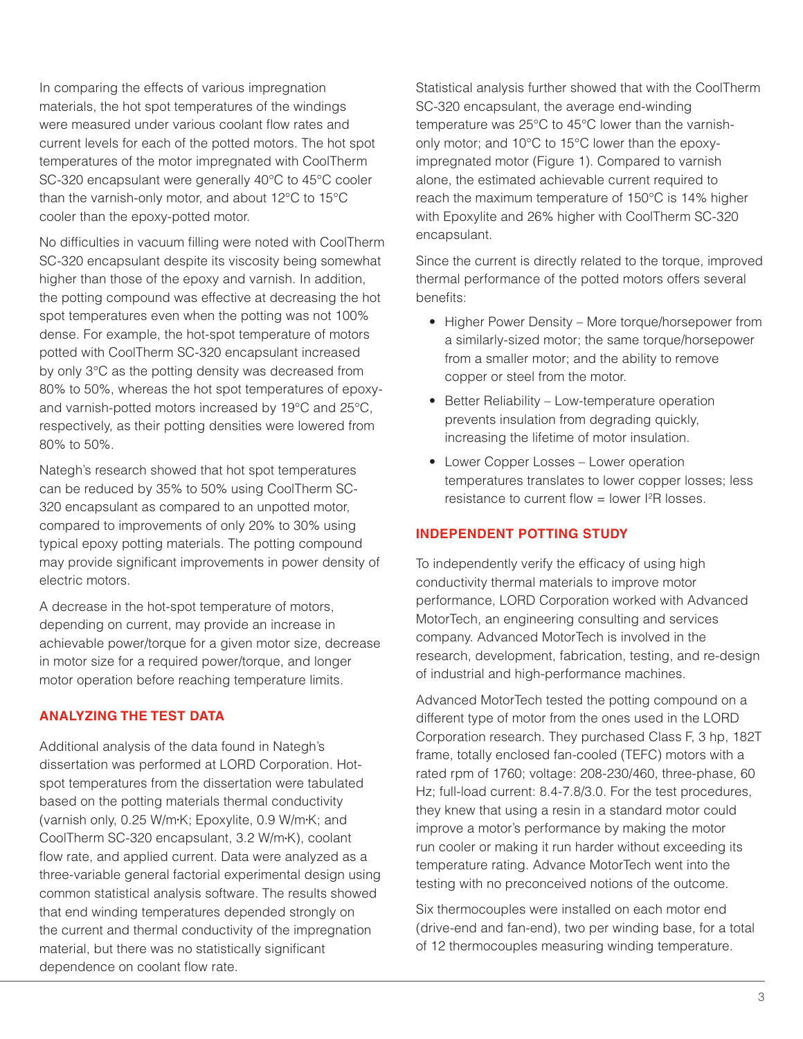In comparing the effects of various impregnation materials, the hot spot temperatures of the windings were measured under various coolant flow rates and current levels for each of the potted motors. The hot spot temperatures of the motor impregnated with CoolTherm SC-320 encapsulant were generally 40°C to 45°C cooler than the varnish-only motor, and about 12°C to 15°C cooler than the epoxy-potted motor.

No difficulties in vacuum filling were noted with CoolTherm SC-320 encapsulant despite its viscosity being somewhat higher than those of the epoxy and varnish. In addition, the potting compound was effective at decreasing the hot spot temperatures even when the potting was not 100% dense. For example, the hot-spot temperature of motors potted with CoolTherm SC-320 encapsulant increased by only 3°C as the potting density was decreased from 80% to 50%, whereas the hot spot temperatures of epoxy- and varnish-potted motors increased by 19°C and 25°C, respectively, as their potting densities were lowered from 80% to 50%.

Nategh's research showed that hot spot temperatures can be reduced by 35% to 50% using CoolTherm SC-320 encapsulant as compared to an unpotted motor, compared to improvements of only 20% to 30% using typical epoxy potting materials. The potting compound may provide significant improvements in power density of electric motors.

A decrease in the hot-spot temperature of motors, depending on current, may provide an increase in achievable power/torque for a given motor size, decrease in motor size for a required power/torque, and longer motor operation before reaching temperature limits.

## ANALYZING THE TEST DATA

Additional analysis of the data found in Nategh's dissertation was performed at LORD Corporation. Hot-spot temperatures from the dissertation were tabulated based on the potting materials thermal conductivity (varnish only, 0.25 W/m·K; Epoxylite, 0.9 W/m·K; and CoolTherm SC-320 encapsulant, 3.2 W/m·K), coolant flow rate, and applied current. Data were analyzed as a three-variable general factorial experimental design using common statistical analysis software. The results showed that end winding temperatures depended strongly on the current and thermal conductivity of the impregnation material, but there was no statistically significant dependence on coolant flow rate.

Statistical analysis further showed that with the CoolTherm SC-320 encapsulant, the average end-winding temperature was 25°C to 45°C lower than the varnish-only motor; and 10°C to 15°C lower than the epoxy-impregnated motor (Figure 1). Compared to varnish alone, the estimated achievable current required to reach the maximum temperature of 150°C is 14% higher with Epoxylite and 26% higher with CoolTherm SC-320 encapsulant.

Since the current is directly related to the torque, improved thermal performance of the potted motors offers several benefits:

- Higher Power Density – More torque/horsepower from a similarly-sized motor; the same torque/horsepower from a smaller motor; and the ability to remove copper or steel from the motor.
- Better Reliability – Low-temperature operation prevents insulation from degrading quickly, increasing the lifetime of motor insulation.
- Lower Copper Losses – Lower operation temperatures translates to lower copper losses; less resistance to current flow = lower $I^2R$ losses.

## INDEPENDENT POTTING STUDY

To independently verify the efficacy of using high conductivity thermal materials to improve motor performance, LORD Corporation worked with Advanced MotorTech, an engineering consulting and services company. Advanced MotorTech is involved in the research, development, fabrication, testing, and re-design of industrial and high-performance machines.

Advanced MotorTech tested the potting compound on a different type of motor from the ones used in the LORD Corporation research. They purchased Class F, 3 hp, 182T frame, totally enclosed fan-cooled (TEFC) motors with a rated rpm of 1760; voltage: 208-230/460, three-phase, 60 Hz; full-load current: 8.4-7.8/3.0. For the test procedures, they knew that using a resin in a standard motor could improve a motor's performance by making the motor run cooler or making it run harder without exceeding its temperature rating. Advance MotorTech went into the testing with no preconceived notions of the outcome.

Six thermocouples were installed on each motor end (drive-end and fan-end), two per winding base, for a total of 12 thermocouples measuring winding temperature.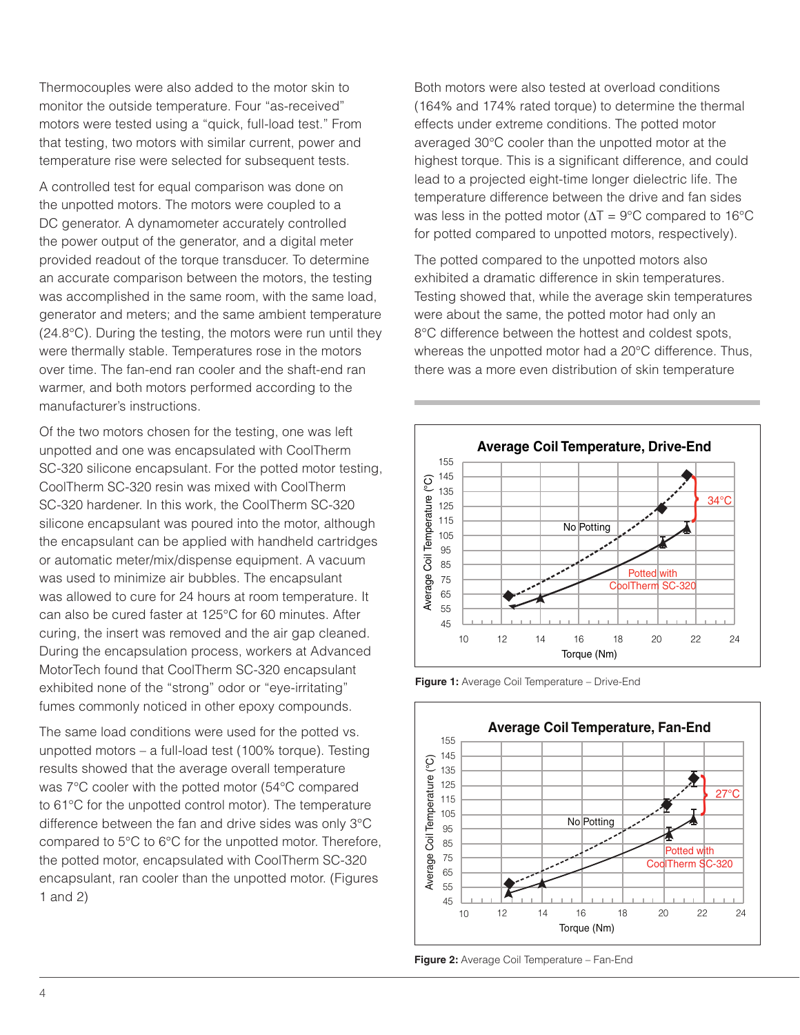Thermocouples were also added to the motor skin to monitor the outside temperature. Four "as-received" motors were tested using a "quick, full-load test." From that testing, two motors with similar current, power and temperature rise were selected for subsequent tests.

A controlled test for equal comparison was done on the unpotted motors. The motors were coupled to a DC generator. A dynamometer accurately controlled the power output of the generator, and a digital meter provided readout of the torque transducer. To determine an accurate comparison between the motors, the testing was accomplished in the same room, with the same load, generator and meters; and the same ambient temperature (24.8°C). During the testing, the motors were run until they were thermally stable. Temperatures rose in the motors over time. The fan-end ran cooler and the shaft-end ran warmer, and both motors performed according to the manufacturer's instructions.

Of the two motors chosen for the testing, one was left unpotted and one was encapsulated with CoolTherm SC-320 silicone encapsulant. For the potted motor testing, CoolTherm SC-320 resin was mixed with CoolTherm SC-320 hardener. In this work, the CoolTherm SC-320 silicone encapsulant was poured into the motor, although the encapsulant can be applied with handheld cartridges or automatic meter/mix/dispense equipment. A vacuum was used to minimize air bubbles. The encapsulant was allowed to cure for 24 hours at room temperature. It can also be cured faster at 125°C for 60 minutes. After curing, the insert was removed and the air gap cleaned. During the encapsulation process, workers at Advanced MotorTech found that CoolTherm SC-320 encapsulant exhibited none of the "strong" odor or "eye-irritating" fumes commonly noticed in other epoxy compounds.

The same load conditions were used for the potted vs. unpotted motors – a full-load test (100% torque). Testing results showed that the average overall temperature was 7°C cooler with the potted motor (54°C compared to 61°C for the unpotted control motor). The temperature difference between the fan and drive sides was only 3°C compared to 5°C to 6°C for the unpotted motor. Therefore, the potted motor, encapsulated with CoolTherm SC-320 encapsulant, ran cooler than the unpotted motor. (Figures 1 and 2)

Both motors were also tested at overload conditions (164% and 174% rated torque) to determine the thermal effects under extreme conditions. The potted motor averaged 30°C cooler than the unpotted motor at the highest torque. This is a significant difference, and could lead to a projected eight-time longer dielectric life. The temperature difference between the drive and fan sides was less in the potted motor ($\Delta T$ = 9°C compared to 16°C for potted compared to unpotted motors, respectively).

The potted compared to the unpotted motors also exhibited a dramatic difference in skin temperatures. Testing showed that, while the average skin temperatures were about the same, the potted motor had only an 8°C difference between the hottest and coldest spots, whereas the unpotted motor had a 20°C difference. Thus, there was a more even distribution of skin temperature

**Figure 1:** Average Coil Temperature – Drive-End

**Figure 2:** Average Coil Temperature – Fan-End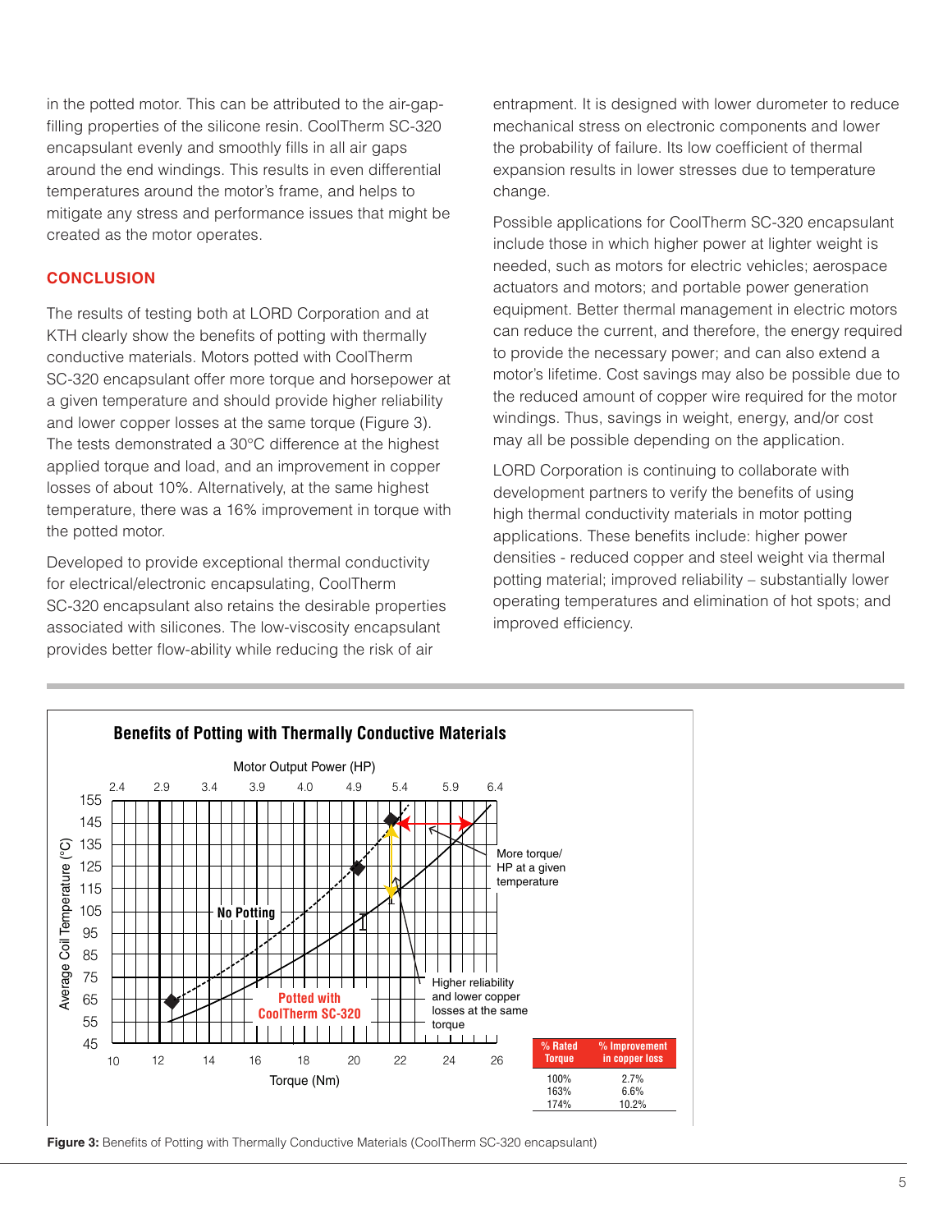in the potted motor. This can be attributed to the air-gap-filling properties of the silicone resin. CoolTherm SC-320 encapsulant evenly and smoothly fills in all air gaps around the end windings. This results in even differential temperatures around the motor's frame, and helps to mitigate any stress and performance issues that might be created as the motor operates.

## CONCLUSION

The results of testing both at LORD Corporation and at KTH clearly show the benefits of potting with thermally conductive materials. Motors potted with CoolTherm SC-320 encapsulant offer more torque and horsepower at a given temperature and should provide higher reliability and lower copper losses at the same torque (Figure 3). The tests demonstrated a 30°C difference at the highest applied torque and load, and an improvement in copper losses of about 10%. Alternatively, at the same highest temperature, there was a 16% improvement in torque with the potted motor.

Developed to provide exceptional thermal conductivity for electrical/electronic encapsulating, CoolTherm SC-320 encapsulant also retains the desirable properties associated with silicones. The low-viscosity encapsulant provides better flow-ability while reducing the risk of air entrapment. It is designed with lower durometer to reduce mechanical stress on electronic components and lower the probability of failure. Its low coefficient of thermal expansion results in lower stresses due to temperature change.

Possible applications for CoolTherm SC-320 encapsulant include those in which higher power at lighter weight is needed, such as motors for electric vehicles; aerospace actuators and motors; and portable power generation equipment. Better thermal management in electric motors can reduce the current, and therefore, the energy required to provide the necessary power; and can also extend a motor's lifetime. Cost savings may also be possible due to the reduced amount of copper wire required for the motor windings. Thus, savings in weight, energy, and/or cost may all be possible depending on the application.

LORD Corporation is continuing to collaborate with development partners to verify the benefits of using high thermal conductivity materials in motor potting applications. These benefits include: higher power densities - reduced copper and steel weight via thermal potting material; improved reliability – substantially lower operating temperatures and elimination of hot spots; and improved efficiency.

**Benefits of Potting with Thermally Conductive Materials**

| % Rated Torque | % Improvement in copper loss |
|---|---|
| 100% | 2.7% |
| 163% | 6.6% |
| 174% | 10.2% |

**Figure 3:** Benefits of Potting with Thermally Conductive Materials (CoolTherm SC-320 encapsulant)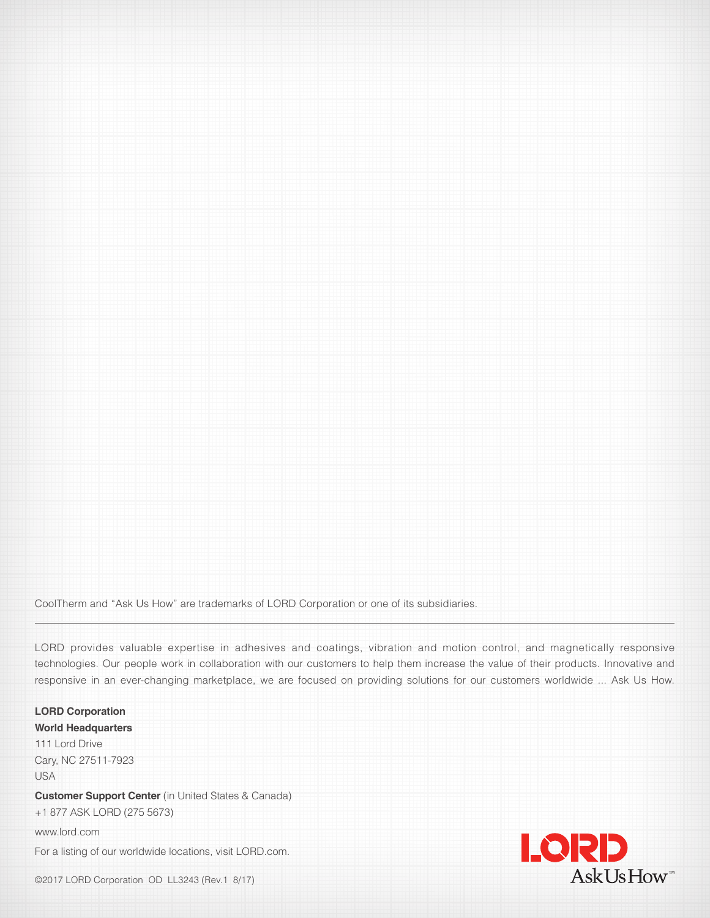CoolTherm and “Ask Us How” are trademarks of LORD Corporation or one of its subsidiaries.

---

LORD provides valuable expertise in adhesives and coatings, vibration and motion control, and magnetically responsive technologies. Our people work in collaboration with our customers to help them increase the value of their products. Innovative and responsive in an ever-changing marketplace, we are focused on providing solutions for our customers worldwide ... Ask Us How.

**LORD Corporation**
**World Headquarters**
111 Lord Drive
Cary, NC 27511-7923
USA

**Customer Support Center** (in United States & Canada)
+1 877 ASK LORD (275 5673)

www.lord.com

For a listing of our worldwide locations, visit LORD.com.

©2017 LORD Corporation OD LL3243 (Rev.1 8/17)

LORD
Ask Us How™